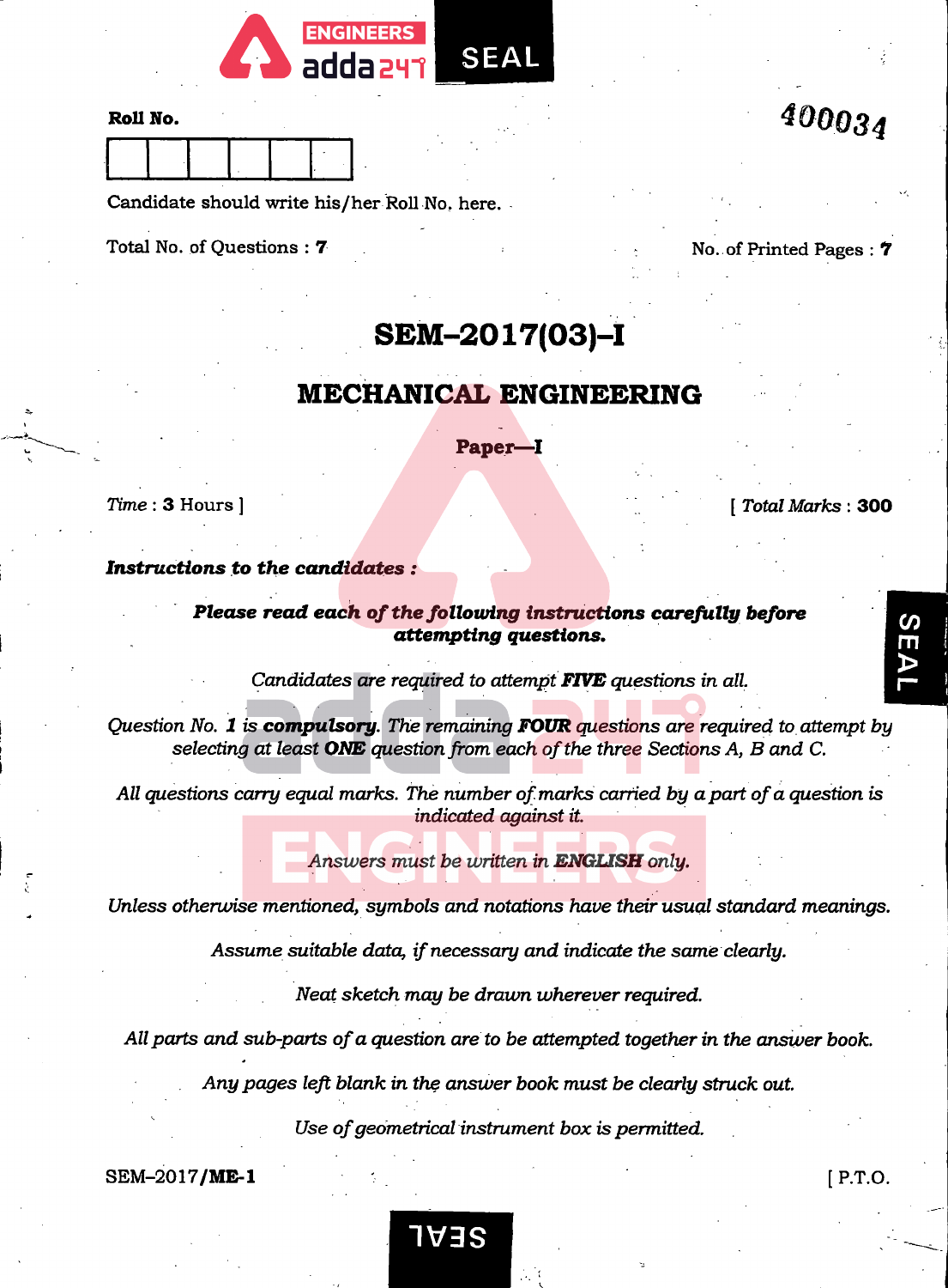**Roll No.**

| | | | | | |
|---|---|---|---|---|---|
| | | | | | |

Candidate should write his/her Roll No. here.

400034

Total No. of Questions : **7**

No. of Printed Pages : **7**

# SEM–2017(03)–I

## MECHANICAL ENGINEERING

### Paper—I

*Time* : **3** Hours ]

[ *Total Marks* : **300**

***Instructions to the candidates :***

***Please read each of the following instructions carefully before attempting questions.***

*Candidates are required to attempt **FIVE** questions in all.*

*Question No. **1** is **compulsory**. The remaining **FOUR** questions are required to attempt by selecting at least **ONE** question from each of the three Sections A, B and C.*

*All questions carry equal marks. The number of marks carried by a part of a question is indicated against it.*

*Answers must be written in **ENGLISH** only.*

*Unless otherwise mentioned, symbols and notations have their usual standard meanings.*

*Assume suitable data, if necessary and indicate the same clearly.*

*Neat sketch may be drawn wherever required.*

*All parts and sub-parts of a question are to be attempted together in the answer book.*

*Any pages left blank in the answer book must be clearly struck out.*

*Use of geometrical instrument box is permitted.*

SEM–2017/**ME-1**

[ P.T.O.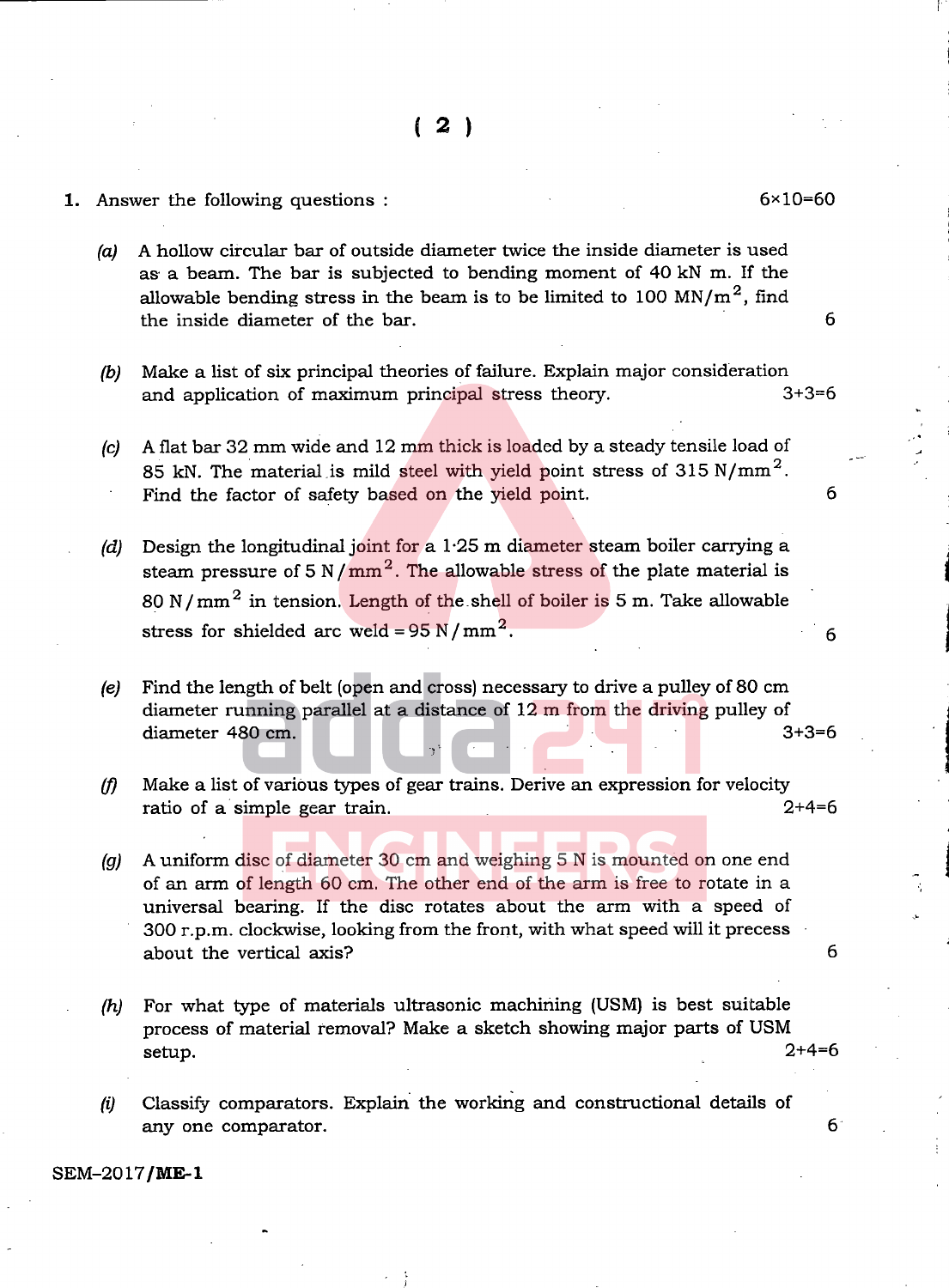1. Answer the following questions : 6×10=60

*(a)* A hollow circular bar of outside diameter twice the inside diameter is used as a beam. The bar is subjected to bending moment of 40 kN m. If the allowable bending stress in the beam is to be limited to 100 $MN/m^2$, find the inside diameter of the bar. 6

*(b)* Make a list of six principal theories of failure. Explain major consideration and application of maximum principal stress theory. 3+3=6

*(c)* A flat bar 32 mm wide and 12 mm thick is loaded by a steady tensile load of 85 kN. The material is mild steel with yield point stress of 315 $N/mm^2$. Find the factor of safety based on the yield point. 6

*(d)* Design the longitudinal joint for a 1·25 m diameter steam boiler carrying a steam pressure of 5 $N/mm^2$. The allowable stress of the plate material is 80 $N/mm^2$ in tension. Length of the shell of boiler is 5 m. Take allowable stress for shielded arc weld = 95 $N/mm^2$. 6

*(e)* Find the length of belt (open and cross) necessary to drive a pulley of 80 cm diameter running parallel at a distance of 12 m from the driving pulley of diameter 480 cm. 3+3=6

*(f)* Make a list of various types of gear trains. Derive an expression for velocity ratio of a simple gear train. 2+4=6

*(g)* A uniform disc of diameter 30 cm and weighing 5 N is mounted on one end of an arm of length 60 cm. The other end of the arm is free to rotate in a universal bearing. If the disc rotates about the arm with a speed of 300 r.p.m. clockwise, looking from the front, with what speed will it precess about the vertical axis? 6

*(h)* For what type of materials ultrasonic machining (USM) is best suitable process of material removal? Make a sketch showing major parts of USM setup. 2+4=6

*(i)* Classify comparators. Explain the working and constructional details of any one comparator. 6

SEM–2017/**ME-1**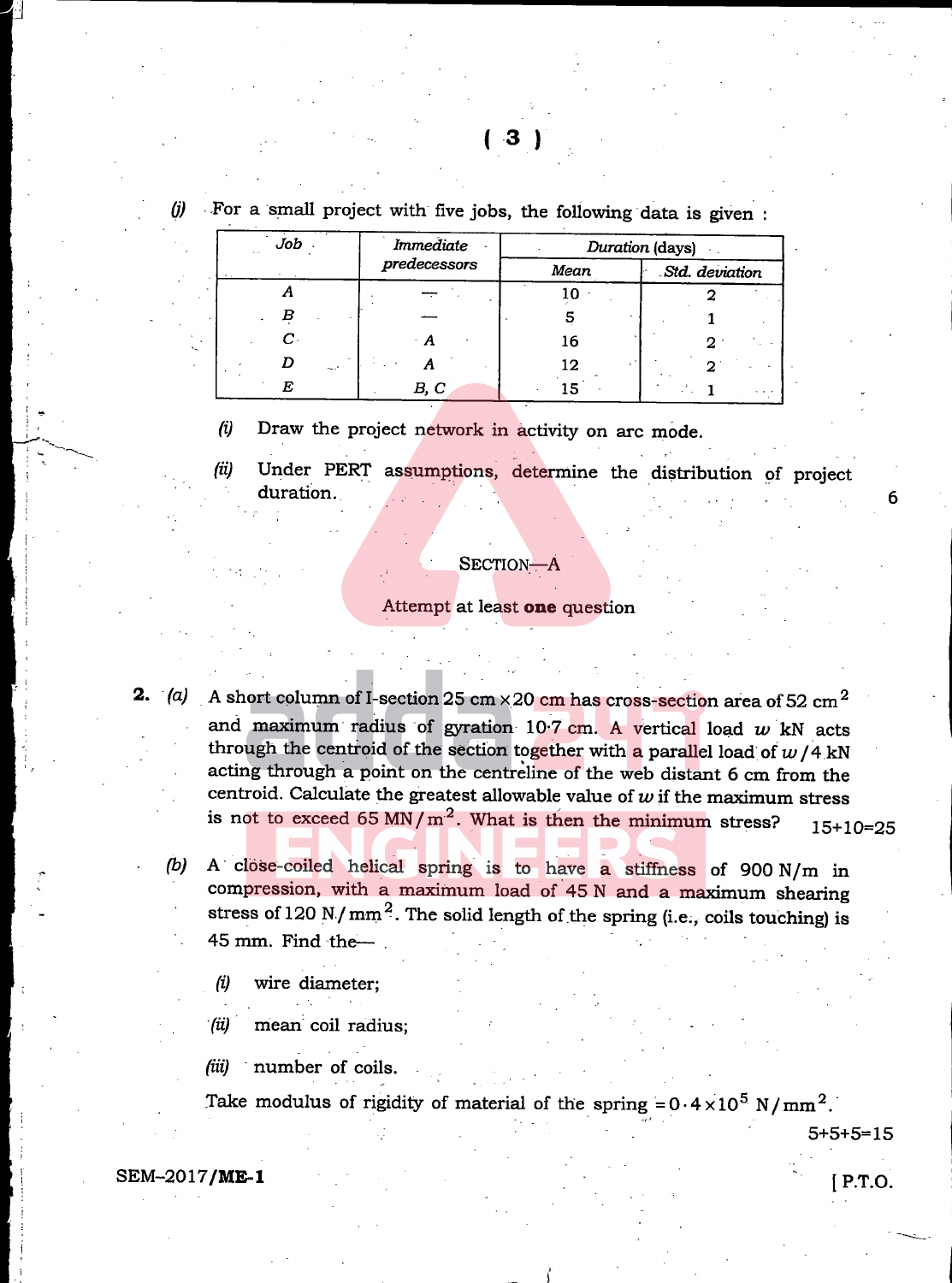(j) For a small project with five jobs, the following data is given :

| Job | Immediate predecessors | Duration (days) | |
|---|---|---|---|
| | | Mean | Std. deviation |
| A | — | 10 | 2 |
| B | — | 5 | 1 |
| C | A | 16 | 2 |
| D | A | 12 | 2 |
| E | B, C | 15 | 1 |

(i) Draw the project network in activity on arc mode.

(ii) Under PERT assumptions, determine the distribution of project duration. 6

## SECTION—A

Attempt at least **one** question

**2.** (a) A short column of I-section 25 cm × 20 cm has cross-section area of 52 $cm^2$ and maximum radius of gyration 10·7 cm. A vertical load $w$ kN acts through the centroid of the section together with a parallel load of $w/4$ kN acting through a point on the centreline of the web distant 6 cm from the centroid. Calculate the greatest allowable value of $w$ if the maximum stress is not to exceed 65 $MN/m^2$. What is then the minimum stress? 15+10=25

(b) A close-coiled helical spring is to have a stiffness of 900 N/m in compression, with a maximum load of 45 N and a maximum shearing stress of 120 $N/mm^2$. The solid length of the spring (i.e., coils touching) is 45 mm. Find the—

(i) wire diameter;

(ii) mean coil radius;

(iii) number of coils.

Take modulus of rigidity of material of the spring $= 0 \cdot 4 \times 10^5$ $N/mm^2$.

5+5+5=15

SEM–2017/**ME-1** [ P.T.O.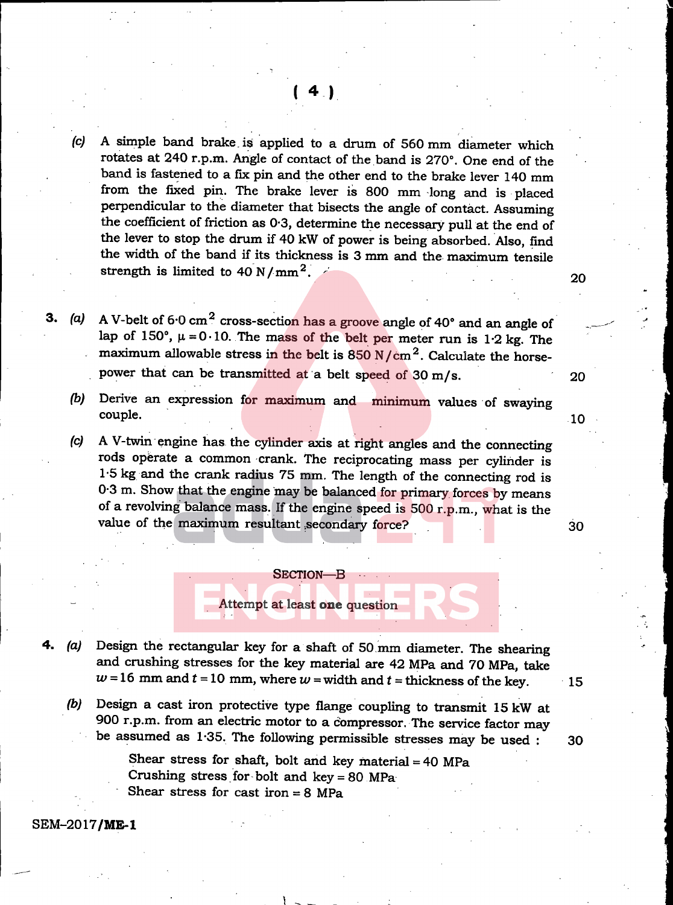(c) A simple band brake is applied to a drum of 560 mm diameter which rotates at 240 r.p.m. Angle of contact of the band is 270°. One end of the band is fastened to a fix pin and the other end to the brake lever 140 mm from the fixed pin. The brake lever is 800 mm long and is placed perpendicular to the diameter that bisects the angle of contact. Assuming the coefficient of friction as 0·3, determine the necessary pull at the end of the lever to stop the drum if 40 kW of power is being absorbed. Also, find the width of the band if its thickness is 3 mm and the maximum tensile strength is limited to 40 $N/mm^2$. 20

3. (a) A V-belt of 6·0 $cm^2$ cross-section has a groove angle of 40° and an angle of lap of 150°, $\mu = 0 \cdot 10$. The mass of the belt per meter run is 1·2 kg. The maximum allowable stress in the belt is 850 $N/cm^2$. Calculate the horse-power that can be transmitted at a belt speed of 30 m/s. 20

(b) Derive an expression for maximum and minimum values of swaying couple. 10

(c) A V-twin engine has the cylinder axis at right angles and the connecting rods operate a common crank. The reciprocating mass per cylinder is 1·5 kg and the crank radius 75 mm. The length of the connecting rod is 0·3 m. Show that the engine may be balanced for primary forces by means of a revolving balance mass. If the engine speed is 500 r.p.m., what is the value of the maximum resultant secondary force? 30

## SECTION—B

Attempt at least **one** question

4. (a) Design the rectangular key for a shaft of 50 mm diameter. The shearing and crushing stresses for the key material are 42 MPa and 70 MPa, take $w = 16$ mm and $t = 10$ mm, where $w$ = width and $t$ = thickness of the key. 15

(b) Design a cast iron protective type flange coupling to transmit 15 kW at 900 r.p.m. from an electric motor to a compressor. The service factor may be assumed as 1·35. The following permissible stresses may be used : 30

Shear stress for shaft, bolt and key material = 40 MPa
Crushing stress for bolt and key = 80 MPa
Shear stress for cast iron = 8 MPa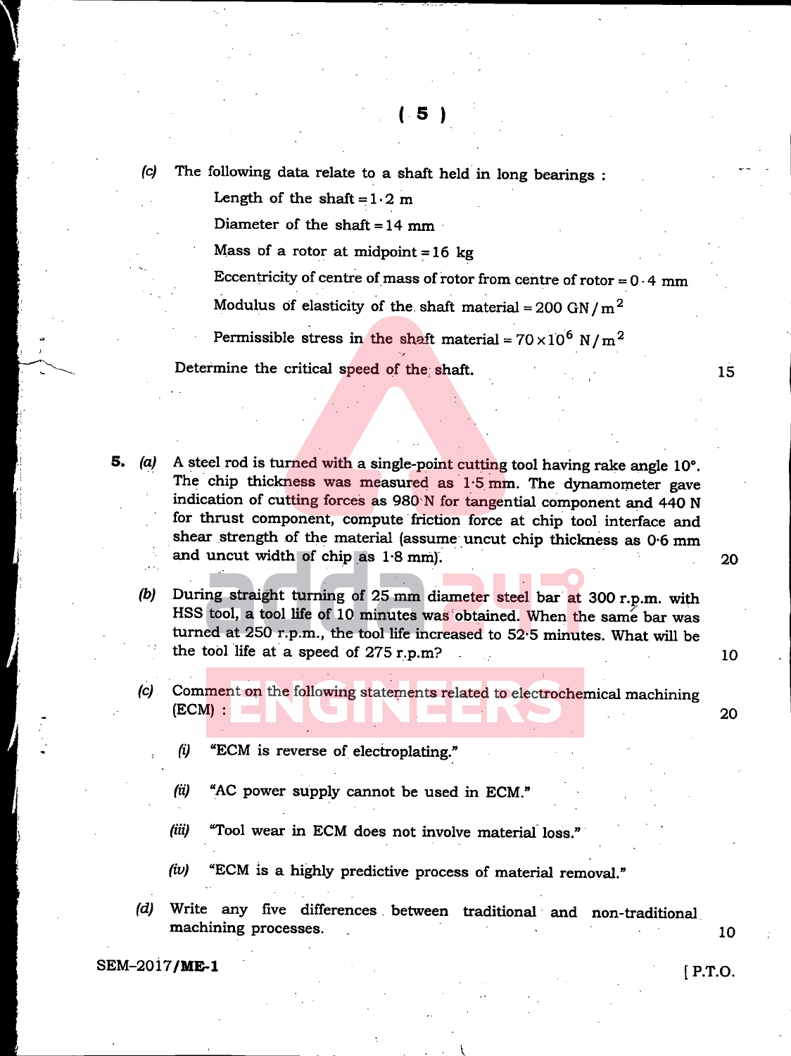(c) The following data relate to a shaft held in long bearings :

Length of the shaft $= 1 \cdot 2$ m

Diameter of the shaft $= 14$ mm

Mass of a rotor at midpoint $= 16$ kg

Eccentricity of centre of mass of rotor from centre of rotor $= 0 \cdot 4$ mm

Modulus of elasticity of the shaft material $= 200\ \text{GN/m}^2$

Permissible stress in the shaft material $= 70 \times 10^6\ \text{N/m}^2$

Determine the critical speed of the shaft. 15

**5.** (a) A steel rod is turned with a single-point cutting tool having rake angle 10°. The chip thickness was measured as 1·5 mm. The dynamometer gave indication of cutting forces as 980 N for tangential component and 440 N for thrust component, compute friction force at chip tool interface and shear strength of the material (assume uncut chip thickness as 0·6 mm and uncut width of chip as 1·8 mm). 20

(b) During straight turning of 25 mm diameter steel bar at 300 r.p.m. with HSS tool, a tool life of 10 minutes was obtained. When the same bar was turned at 250 r.p.m., the tool life increased to 52·5 minutes. What will be the tool life at a speed of 275 r.p.m? 10

(c) Comment on the following statements related to electrochemical machining (ECM) : 20

(i) "ECM is reverse of electroplating."

(ii) "AC power supply cannot be used in ECM."

(iii) "Tool wear in ECM does not involve material loss."

(iv) "ECM is a highly predictive process of material removal."

(d) Write any five differences between traditional and non-traditional machining processes. 10

SEM–2017/**ME-1**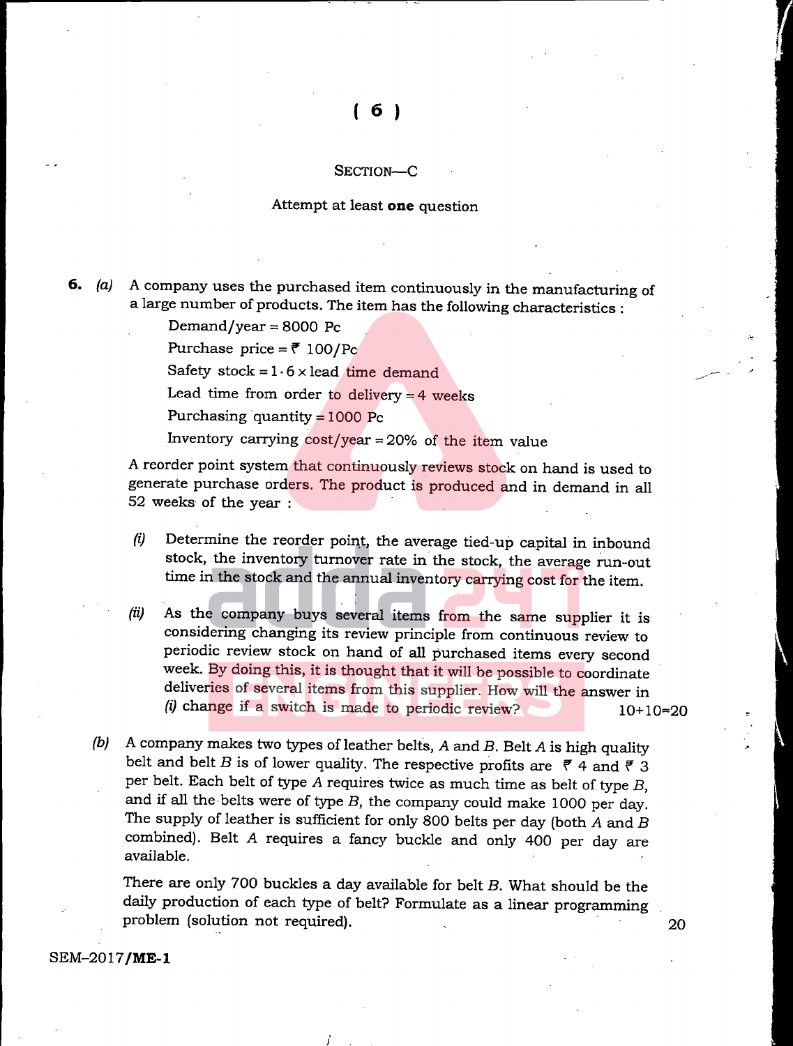## SECTION—C

Attempt at least **one** question

**6.** *(a)* A company uses the purchased item continuously in the manufacturing of a large number of products. The item has the following characteristics :

Demand/year = 8000 Pc

Purchase price = ₹ 100/Pc

Safety stock = $1 \cdot 6 \times$ lead time demand

Lead time from order to delivery = 4 weeks

Purchasing quantity = 1000 Pc

Inventory carrying cost/year = 20% of the item value

A reorder point system that continuously reviews stock on hand is used to generate purchase orders. The product is produced and in demand in all 52 weeks of the year :

*(i)* Determine the reorder point, the average tied-up capital in inbound stock, the inventory turnover rate in the stock, the average run-out time in the stock and the annual inventory carrying cost for the item.

*(ii)* As the company buys several items from the same supplier it is considering changing its review principle from continuous review to periodic review stock on hand of all purchased items every second week. By doing this, it is thought that it will be possible to coordinate deliveries of several items from this supplier. How will the answer in *(i)* change if a switch is made to periodic review? 10+10=20

*(b)* A company makes two types of leather belts, *A* and *B*. Belt *A* is high quality belt and belt *B* is of lower quality. The respective profits are ₹ 4 and ₹ 3 per belt. Each belt of type *A* requires twice as much time as belt of type *B*, and if all the belts were of type *B*, the company could make 1000 per day. The supply of leather is sufficient for only 800 belts per day (both *A* and *B* combined). Belt *A* requires a fancy buckle and only 400 per day are available.

There are only 700 buckles a day available for belt *B*. What should be the daily production of each type of belt? Formulate as a linear programming problem (solution not required). 20

SEM–2017/**ME-1**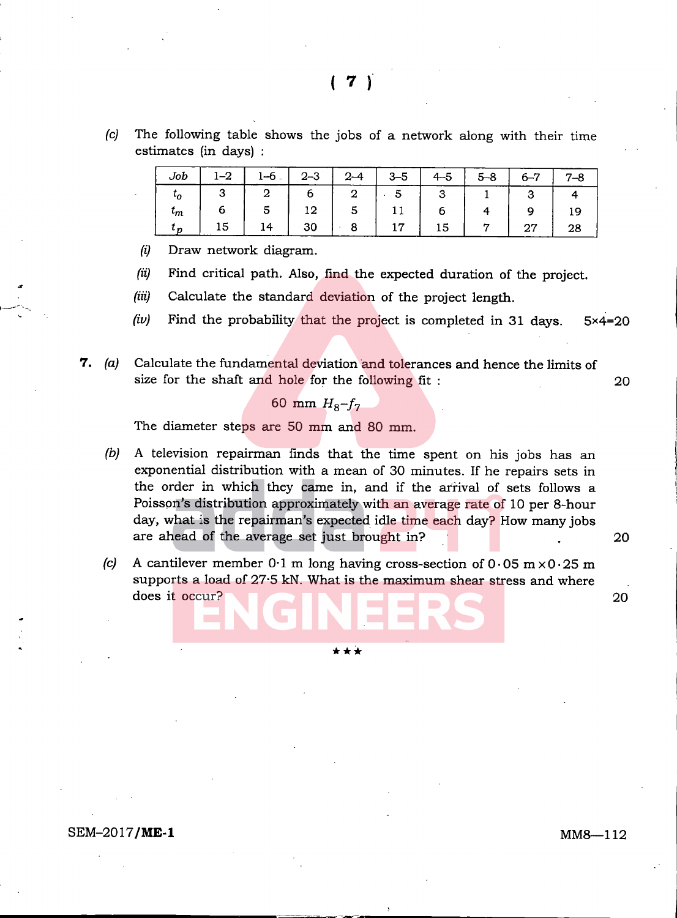(c) The following table shows the jobs of a network along with their time estimates (in days) :

| Job | 1–2 | 1–6 | 2–3 | 2–4 | 3–5 | 4–5 | 5–8 | 6–7 | 7–8 |
|---|---|---|---|---|---|---|---|---|---|
| $t_o$ | 3 | 2 | 6 | 2 | 5 | 3 | 1 | 3 | 4 |
| $t_m$ | 6 | 5 | 12 | 5 | 11 | 6 | 4 | 9 | 19 |
| $t_p$ | 15 | 14 | 30 | 8 | 17 | 15 | 7 | 27 | 28 |

(i) Draw network diagram.

(ii) Find critical path. Also, find the expected duration of the project.

(iii) Calculate the standard deviation of the project length.

(iv) Find the probability that the project is completed in 31 days. 5×4=20

**7.** (a) Calculate the fundamental deviation and tolerances and hence the limits of size for the shaft and hole for the following fit : 20

$$60 \text{ mm } H_8\text{–}f_7$$

The diameter steps are 50 mm and 80 mm.

(b) A television repairman finds that the time spent on his jobs has an exponential distribution with a mean of 30 minutes. If he repairs sets in the order in which they came in, and if the arrival of sets follows a Poisson's distribution approximately with an average rate of 10 per 8-hour day, what is the repairman's expected idle time each day? How many jobs are ahead of the average set just brought in? 20

(c) A cantilever member 0·1 m long having cross-section of 0·05 m × 0·25 m supports a load of 27·5 kN. What is the maximum shear stress and where does it occur? 20

★★★